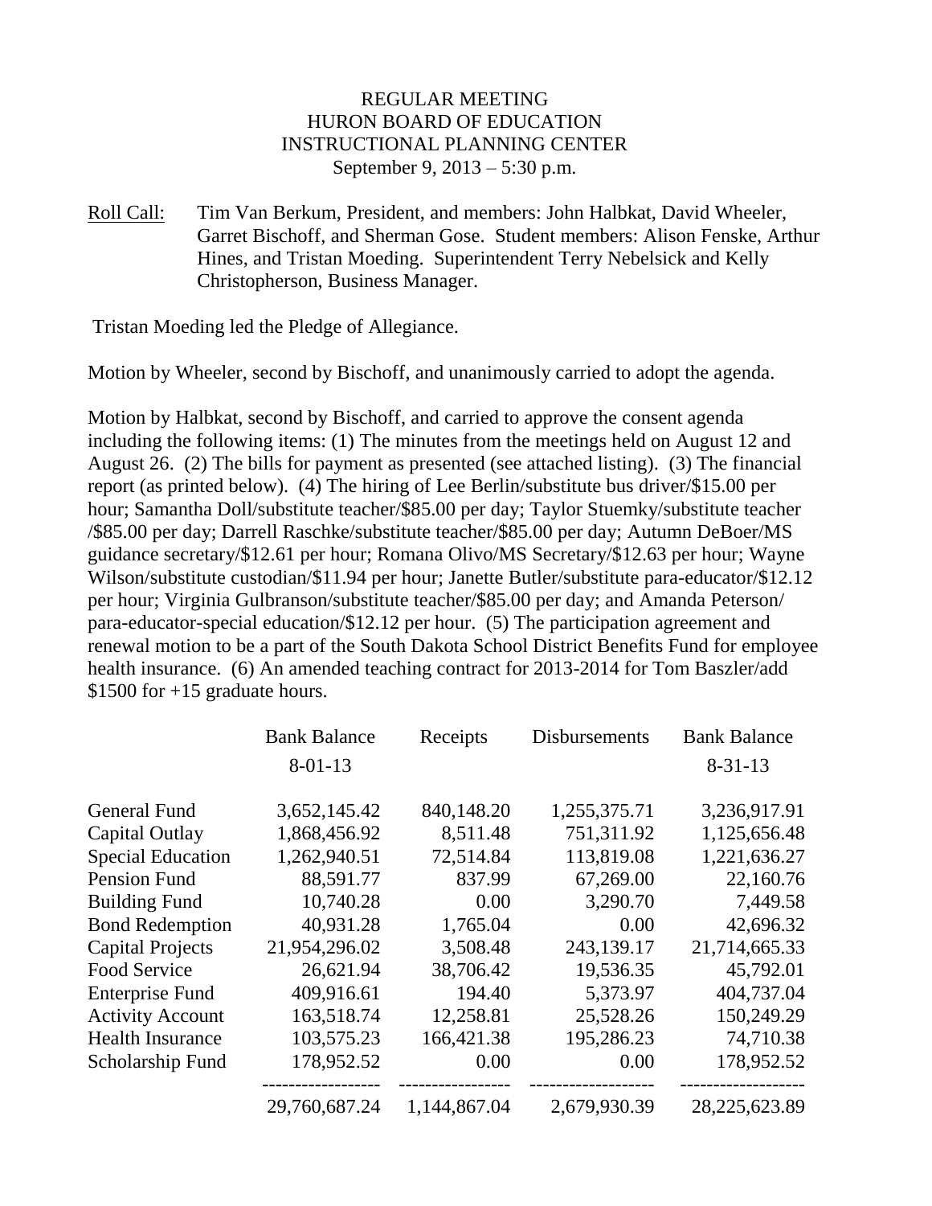REGULAR MEETING
HURON BOARD OF EDUCATION
INSTRUCTIONAL PLANNING CENTER
September 9, 2013 – 5:30 p.m.

Roll Call: Tim Van Berkum, President, and members: John Halbkat, David Wheeler, Garret Bischoff, and Sherman Gose. Student members: Alison Fenske, Arthur Hines, and Tristan Moeding. Superintendent Terry Nebelsick and Kelly Christopherson, Business Manager.

Tristan Moeding led the Pledge of Allegiance.

Motion by Wheeler, second by Bischoff, and unanimously carried to adopt the agenda.

Motion by Halbkat, second by Bischoff, and carried to approve the consent agenda including the following items: (1) The minutes from the meetings held on August 12 and August 26. (2) The bills for payment as presented (see attached listing). (3) The financial report (as printed below). (4) The hiring of Lee Berlin/substitute bus driver/$15.00 per hour; Samantha Doll/substitute teacher/$85.00 per day; Taylor Stuemky/substitute teacher /$85.00 per day; Darrell Raschke/substitute teacher/$85.00 per day; Autumn DeBoer/MS guidance secretary/$12.61 per hour; Romana Olivo/MS Secretary/$12.63 per hour; Wayne Wilson/substitute custodian/$11.94 per hour; Janette Butler/substitute para-educator/$12.12 per hour; Virginia Gulbranson/substitute teacher/$85.00 per day; and Amanda Peterson/ para-educator-special education/$12.12 per hour. (5) The participation agreement and renewal motion to be a part of the South Dakota School District Benefits Fund for employee health insurance. (6) An amended teaching contract for 2013-2014 for Tom Baszler/add $1500 for +15 graduate hours.

| | Bank Balance 8-01-13 | Receipts | Disbursements | Bank Balance 8-31-13 |
|---|---|---|---|---|
| General Fund | 3,652,145.42 | 840,148.20 | 1,255,375.71 | 3,236,917.91 |
| Capital Outlay | 1,868,456.92 | 8,511.48 | 751,311.92 | 1,125,656.48 |
| Special Education | 1,262,940.51 | 72,514.84 | 113,819.08 | 1,221,636.27 |
| Pension Fund | 88,591.77 | 837.99 | 67,269.00 | 22,160.76 |
| Building Fund | 10,740.28 | 0.00 | 3,290.70 | 7,449.58 |
| Bond Redemption | 40,931.28 | 1,765.04 | 0.00 | 42,696.32 |
| Capital Projects | 21,954,296.02 | 3,508.48 | 243,139.17 | 21,714,665.33 |
| Food Service | 26,621.94 | 38,706.42 | 19,536.35 | 45,792.01 |
| Enterprise Fund | 409,916.61 | 194.40 | 5,373.97 | 404,737.04 |
| Activity Account | 163,518.74 | 12,258.81 | 25,528.26 | 150,249.29 |
| Health Insurance | 103,575.23 | 166,421.38 | 195,286.23 | 74,710.38 |
| Scholarship Fund | 178,952.52 | 0.00 | 0.00 | 178,952.52 |
| | 29,760,687.24 | 1,144,867.04 | 2,679,930.39 | 28,225,623.89 |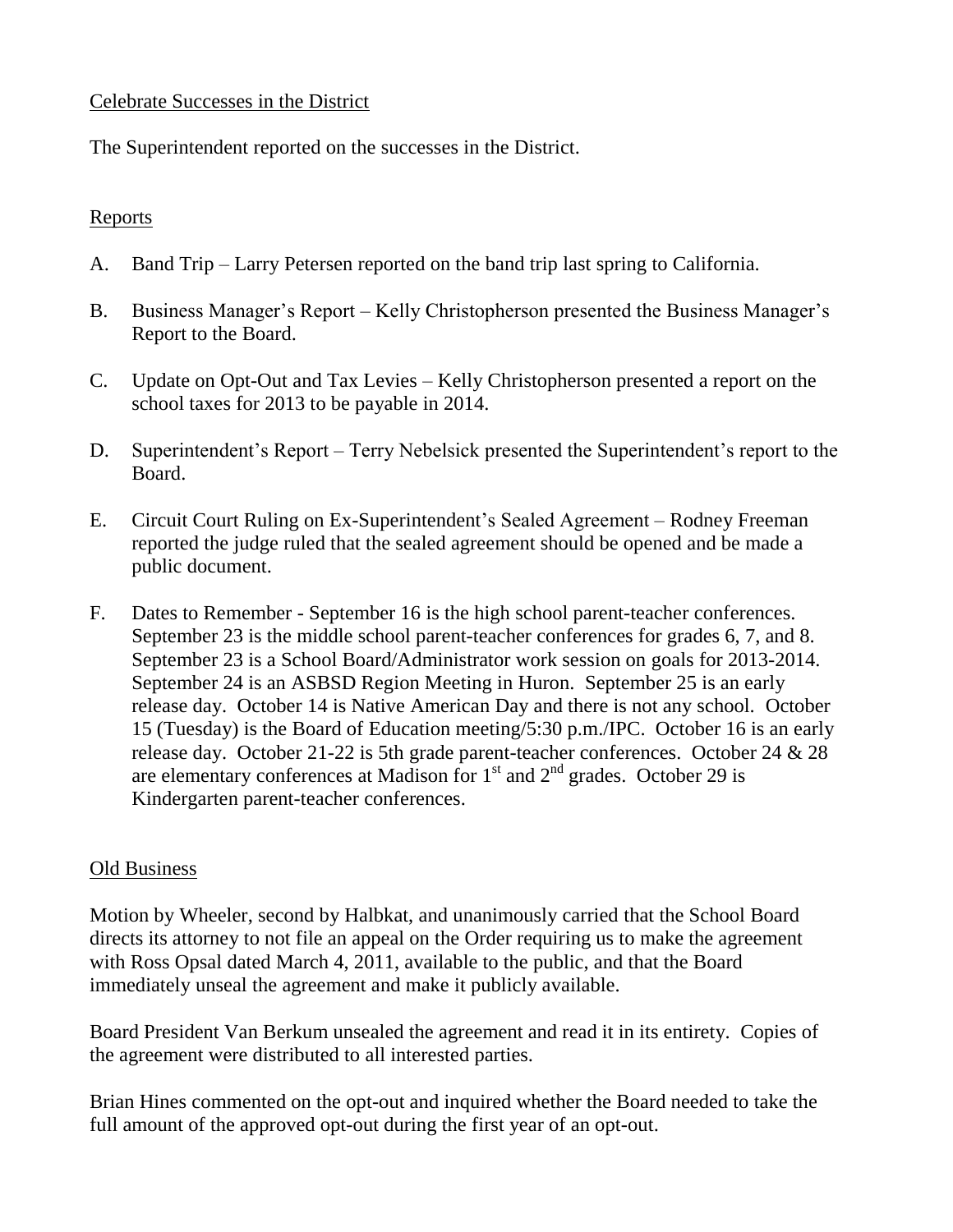Celebrate Successes in the District

The Superintendent reported on the successes in the District.

Reports

A. Band Trip – Larry Petersen reported on the band trip last spring to California.

B. Business Manager's Report – Kelly Christopherson presented the Business Manager's Report to the Board.

C. Update on Opt-Out and Tax Levies – Kelly Christopherson presented a report on the school taxes for 2013 to be payable in 2014.

D. Superintendent's Report – Terry Nebelsick presented the Superintendent's report to the Board.

E. Circuit Court Ruling on Ex-Superintendent's Sealed Agreement – Rodney Freeman reported the judge ruled that the sealed agreement should be opened and be made a public document.

F. Dates to Remember - September 16 is the high school parent-teacher conferences. September 23 is the middle school parent-teacher conferences for grades 6, 7, and 8. September 23 is a School Board/Administrator work session on goals for 2013-2014. September 24 is an ASBSD Region Meeting in Huron. September 25 is an early release day. October 14 is Native American Day and there is not any school. October 15 (Tuesday) is the Board of Education meeting/5:30 p.m./IPC. October 16 is an early release day. October 21-22 is 5th grade parent-teacher conferences. October 24 & 28 are elementary conferences at Madison for 1st and 2nd grades. October 29 is Kindergarten parent-teacher conferences.

Old Business

Motion by Wheeler, second by Halbkat, and unanimously carried that the School Board directs its attorney to not file an appeal on the Order requiring us to make the agreement with Ross Opsal dated March 4, 2011, available to the public, and that the Board immediately unseal the agreement and make it publicly available.

Board President Van Berkum unsealed the agreement and read it in its entirety. Copies of the agreement were distributed to all interested parties.

Brian Hines commented on the opt-out and inquired whether the Board needed to take the full amount of the approved opt-out during the first year of an opt-out.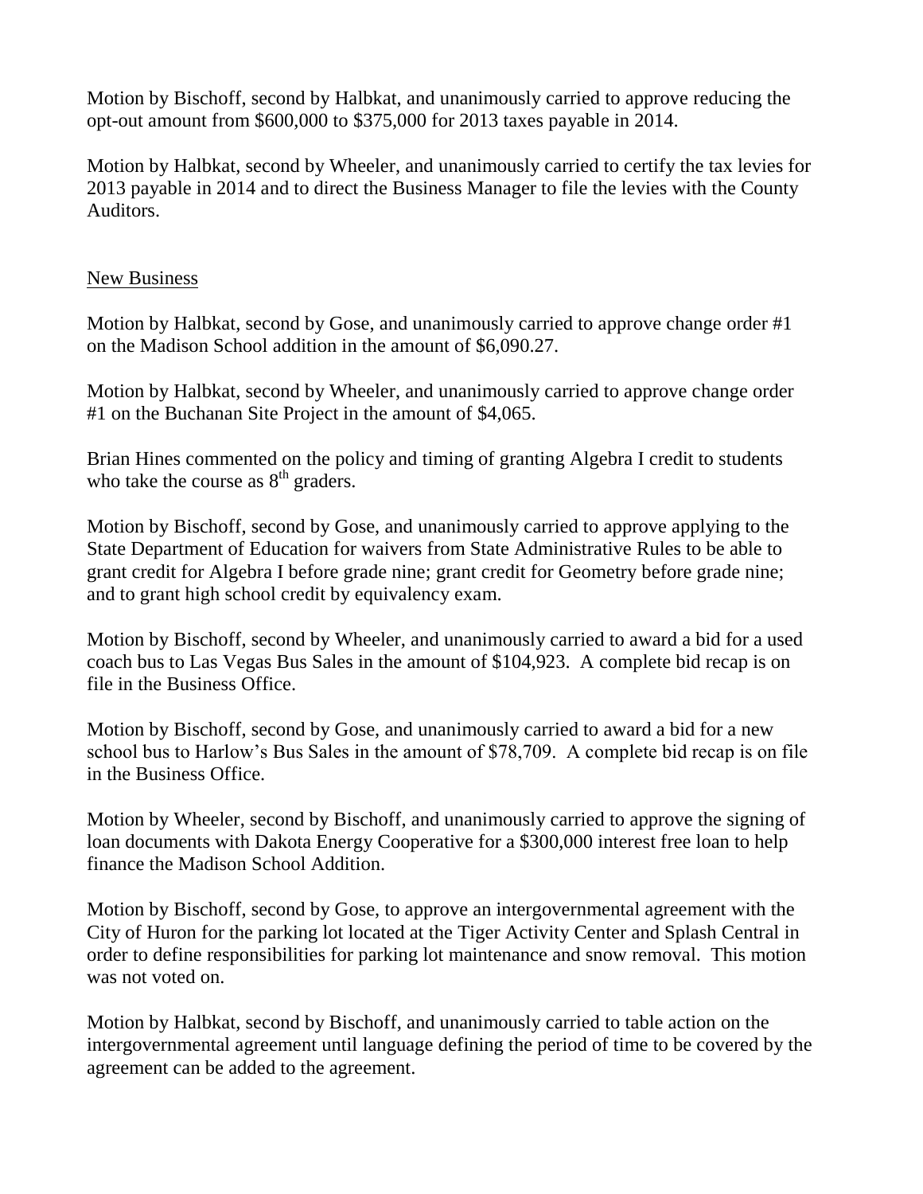Motion by Bischoff, second by Halbkat, and unanimously carried to approve reducing the opt-out amount from $600,000 to $375,000 for 2013 taxes payable in 2014.

Motion by Halbkat, second by Wheeler, and unanimously carried to certify the tax levies for 2013 payable in 2014 and to direct the Business Manager to file the levies with the County Auditors.

## New Business

Motion by Halbkat, second by Gose, and unanimously carried to approve change order #1 on the Madison School addition in the amount of $6,090.27.

Motion by Halbkat, second by Wheeler, and unanimously carried to approve change order #1 on the Buchanan Site Project in the amount of $4,065.

Brian Hines commented on the policy and timing of granting Algebra I credit to students who take the course as 8th graders.

Motion by Bischoff, second by Gose, and unanimously carried to approve applying to the State Department of Education for waivers from State Administrative Rules to be able to grant credit for Algebra I before grade nine; grant credit for Geometry before grade nine; and to grant high school credit by equivalency exam.

Motion by Bischoff, second by Wheeler, and unanimously carried to award a bid for a used coach bus to Las Vegas Bus Sales in the amount of $104,923. A complete bid recap is on file in the Business Office.

Motion by Bischoff, second by Gose, and unanimously carried to award a bid for a new school bus to Harlow's Bus Sales in the amount of $78,709. A complete bid recap is on file in the Business Office.

Motion by Wheeler, second by Bischoff, and unanimously carried to approve the signing of loan documents with Dakota Energy Cooperative for a $300,000 interest free loan to help finance the Madison School Addition.

Motion by Bischoff, second by Gose, to approve an intergovernmental agreement with the City of Huron for the parking lot located at the Tiger Activity Center and Splash Central in order to define responsibilities for parking lot maintenance and snow removal. This motion was not voted on.

Motion by Halbkat, second by Bischoff, and unanimously carried to table action on the intergovernmental agreement until language defining the period of time to be covered by the agreement can be added to the agreement.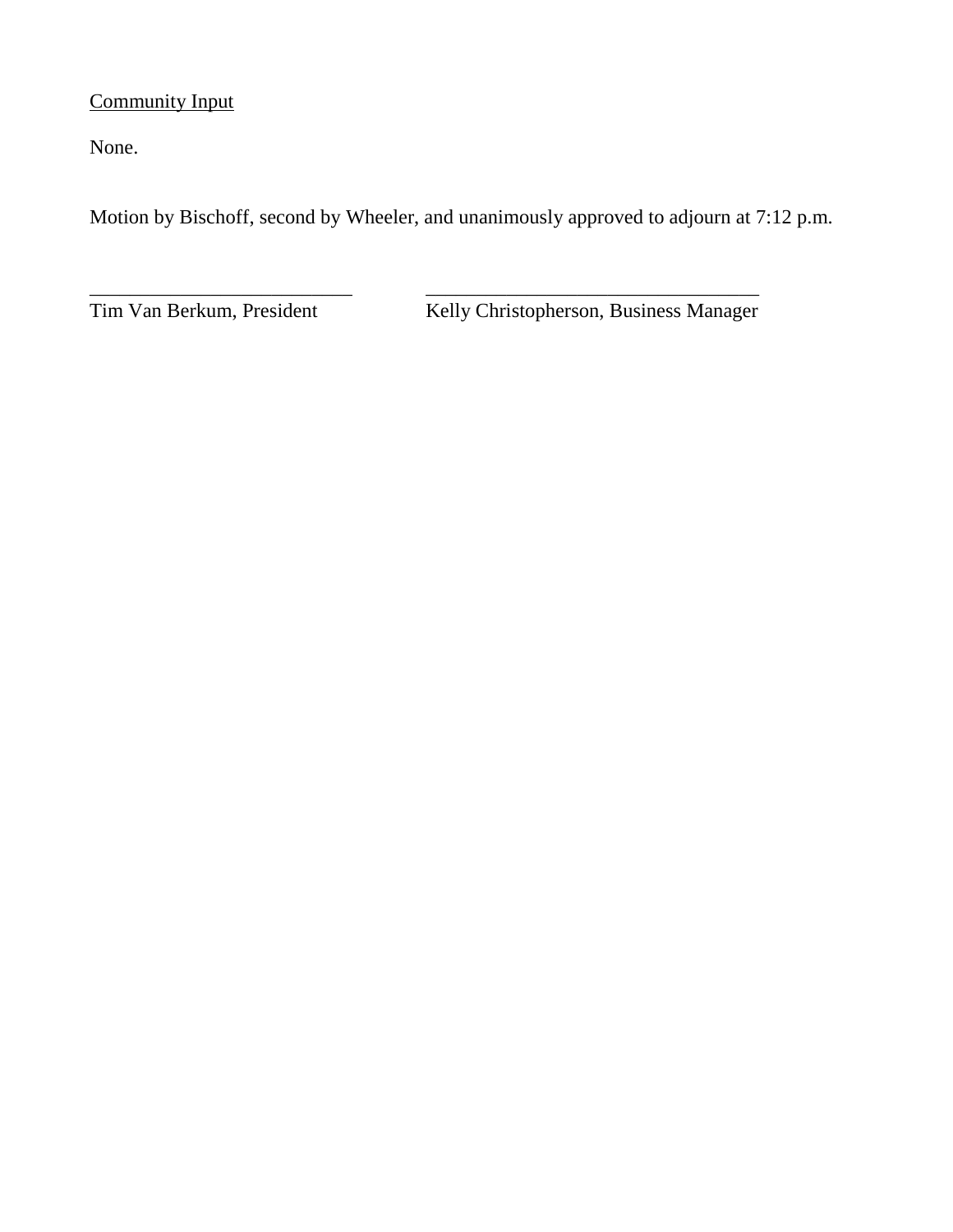<u>Community Input</u>

None.

Motion by Bischoff, second by Wheeler, and unanimously approved to adjourn at 7:12 p.m.

| | |
|---|---|
| ___________________________ | __________________________________ |
| Tim Van Berkum, President | Kelly Christopherson, Business Manager |